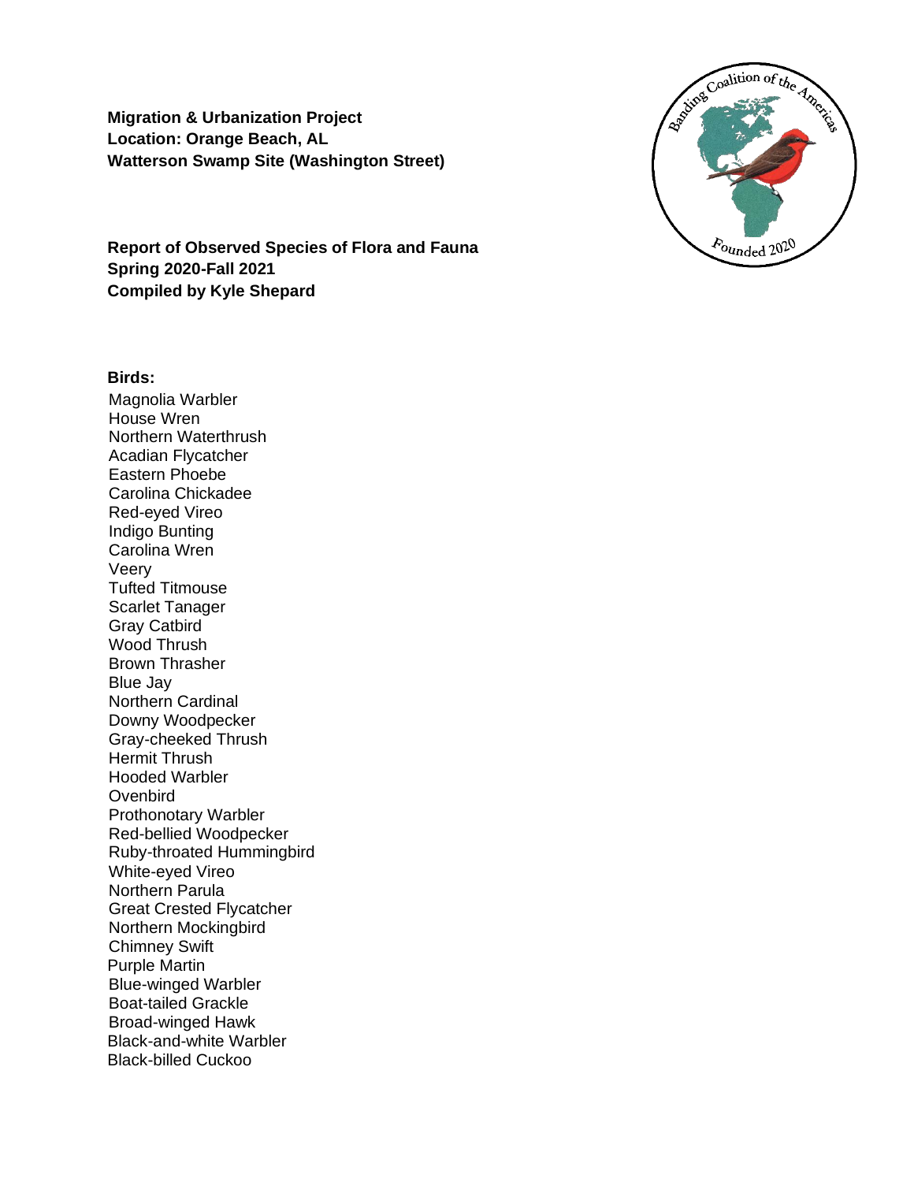**Migration & Urbanization Project**
**Location: Orange Beach, AL**
**Watterson Swamp Site (Washington Street)**

**Report of Observed Species of Flora and Fauna**
**Spring 2020-Fall 2021**
**Compiled by Kyle Shepard**

**Birds:**

Magnolia Warbler
House Wren
Northern Waterthrush
Acadian Flycatcher
Eastern Phoebe
Carolina Chickadee
Red-eyed Vireo
Indigo Bunting
Carolina Wren
Veery
Tufted Titmouse
Scarlet Tanager
Gray Catbird
Wood Thrush
Brown Thrasher
Blue Jay
Northern Cardinal
Downy Woodpecker
Gray-cheeked Thrush
Hermit Thrush
Hooded Warbler
Ovenbird
Prothonotary Warbler
Red-bellied Woodpecker
Ruby-throated Hummingbird
White-eyed Vireo
Northern Parula
Great Crested Flycatcher
Northern Mockingbird
Chimney Swift
Purple Martin
Blue-winged Warbler
Boat-tailed Grackle
Broad-winged Hawk
Black-and-white Warbler
Black-billed Cuckoo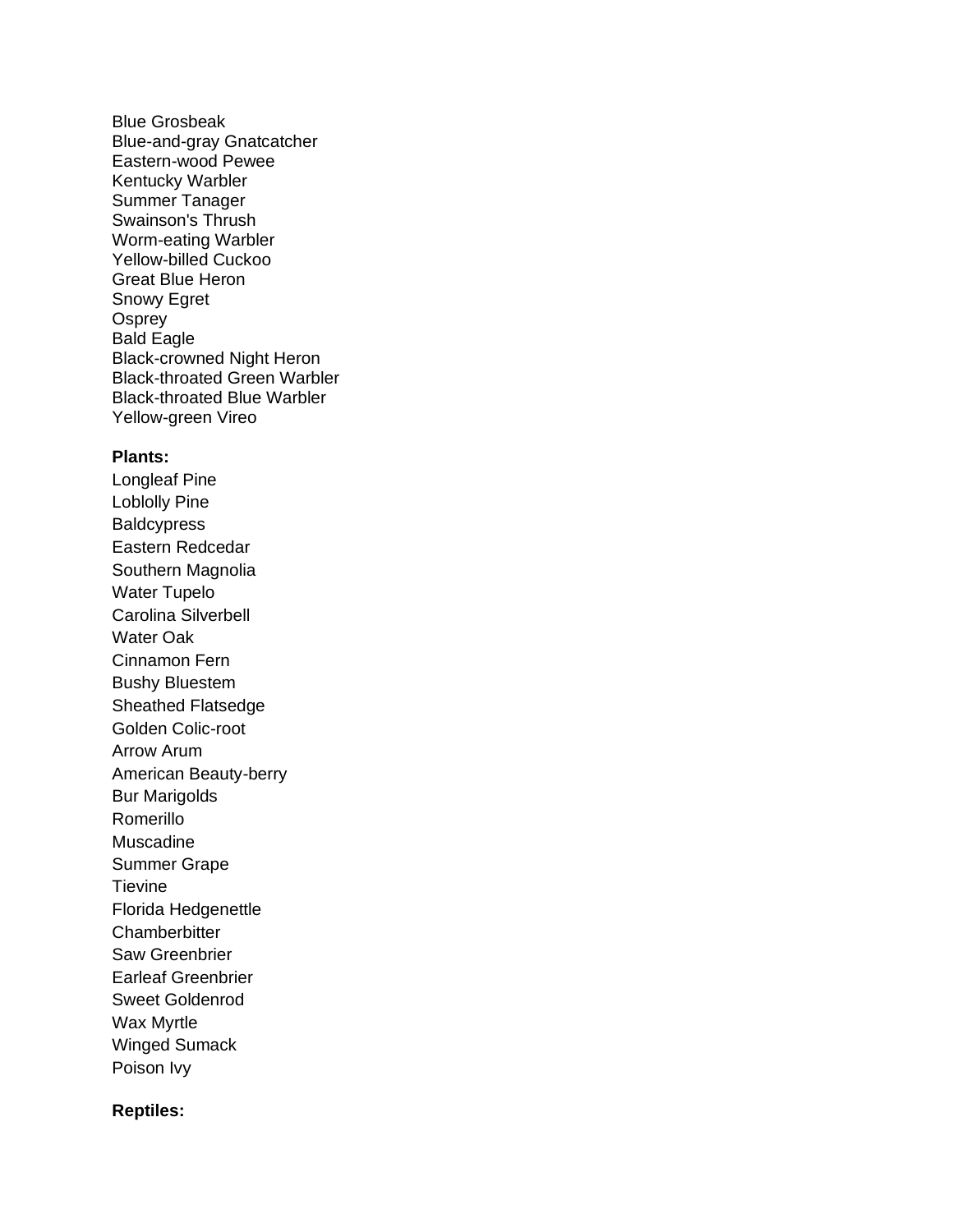Blue Grosbeak
Blue-and-gray Gnatcatcher
Eastern-wood Pewee
Kentucky Warbler
Summer Tanager
Swainson's Thrush
Worm-eating Warbler
Yellow-billed Cuckoo
Great Blue Heron
Snowy Egret
Osprey
Bald Eagle
Black-crowned Night Heron
Black-throated Green Warbler
Black-throated Blue Warbler
Yellow-green Vireo

**Plants:**

Longleaf Pine
Loblolly Pine
Baldcypress
Eastern Redcedar
Southern Magnolia
Water Tupelo
Carolina Silverbell
Water Oak
Cinnamon Fern
Bushy Bluestem
Sheathed Flatsedge
Golden Colic-root
Arrow Arum
American Beauty-berry
Bur Marigolds
Romerillo
Muscadine
Summer Grape
Tievine
Florida Hedgenettle
Chamberbitter
Saw Greenbrier
Earleaf Greenbrier
Sweet Goldenrod
Wax Myrtle
Winged Sumack
Poison Ivy

**Reptiles:**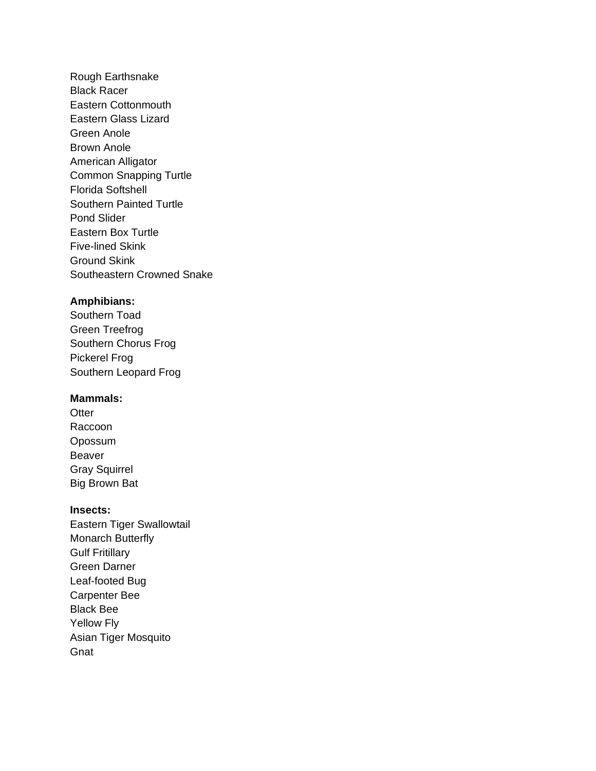Rough Earthsnake
Black Racer
Eastern Cottonmouth
Eastern Glass Lizard
Green Anole
Brown Anole
American Alligator
Common Snapping Turtle
Florida Softshell
Southern Painted Turtle
Pond Slider
Eastern Box Turtle
Five-lined Skink
Ground Skink
Southeastern Crowned Snake

**Amphibians:**
Southern Toad
Green Treefrog
Southern Chorus Frog
Pickerel Frog
Southern Leopard Frog

**Mammals:**
Otter
Raccoon
Opossum
Beaver
Gray Squirrel
Big Brown Bat

**Insects:**
Eastern Tiger Swallowtail
Monarch Butterfly
Gulf Fritillary
Green Darner
Leaf-footed Bug
Carpenter Bee
Black Bee
Yellow Fly
Asian Tiger Mosquito
Gnat